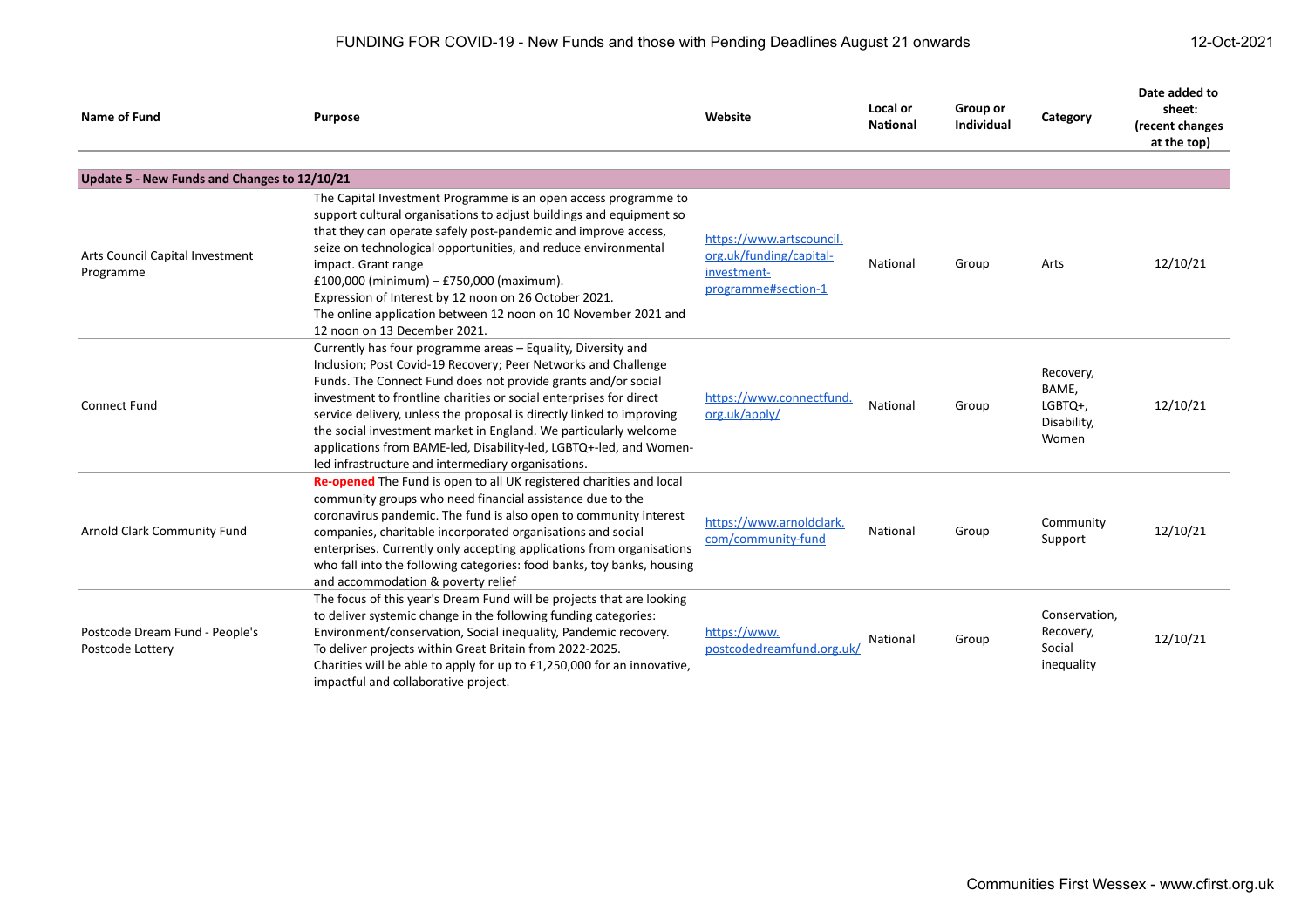# FUNDING FOR COVID-19 - New Funds and those with Pending Deadlines August 21 onwards

12-Oct-2021

| Name of Fund | Purpose | Website | Local or National | Group or Individual | Category | Date added to sheet: (recent changes at the top) |
|---|---|---|---|---|---|---|
| **Update 5 - New Funds and Changes to 12/10/21** | | | | | | |
| Arts Council Capital Investment Programme | The Capital Investment Programme is an open access programme to support cultural organisations to adjust buildings and equipment so that they can operate safely post-pandemic and improve access, seize on technological opportunities, and reduce environmental impact. Grant range £100,000 (minimum) – £750,000 (maximum). Expression of Interest by 12 noon on 26 October 2021. The online application between 12 noon on 10 November 2021 and 12 noon on 13 December 2021. | https://www.artscouncil.org.uk/funding/capital-investment-programme#section-1 | National | Group | Arts | 12/10/21 |
| Connect Fund | Currently has four programme areas – Equality, Diversity and Inclusion; Post Covid-19 Recovery; Peer Networks and Challenge Funds. The Connect Fund does not provide grants and/or social investment to frontline charities or social enterprises for direct service delivery, unless the proposal is directly linked to improving the social investment market in England. We particularly welcome applications from BAME-led, Disability-led, LGBTQ+-led, and Women-led infrastructure and intermediary organisations. | https://www.connectfund.org.uk/apply/ | National | Group | Recovery, BAME, LGBTQ+, Disability, Women | 12/10/21 |
| Arnold Clark Community Fund | **Re-opened** The Fund is open to all UK registered charities and local community groups who need financial assistance due to the coronavirus pandemic. The fund is also open to community interest companies, charitable incorporated organisations and social enterprises. Currently only accepting applications from organisations who fall into the following categories: food banks, toy banks, housing and accommodation & poverty relief | https://www.arnoldclark.com/community-fund | National | Group | Community Support | 12/10/21 |
| Postcode Dream Fund - People's Postcode Lottery | The focus of this year's Dream Fund will be projects that are looking to deliver systemic change in the following funding categories: Environment/conservation, Social inequality, Pandemic recovery. To deliver projects within Great Britain from 2022-2025. Charities will be able to apply for up to £1,250,000 for an innovative, impactful and collaborative project. | https://www.postcodedreamfund.org.uk/ | National | Group | Conservation, Recovery, Social inequality | 12/10/21 |

Communities First Wessex - www.cfirst.org.uk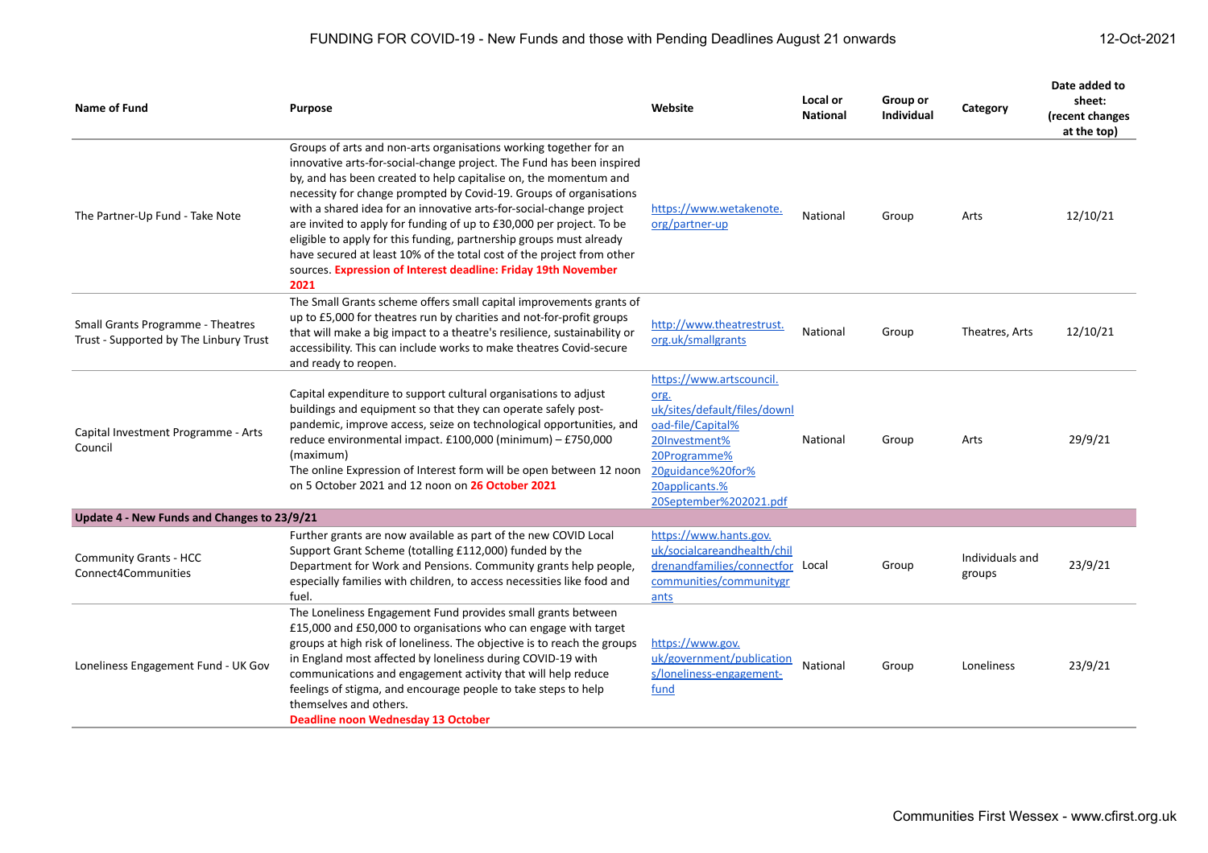| Name of Fund | Purpose | Website | Local or National | Group or Individual | Category | Date added to sheet: (recent changes at the top) |
|---|---|---|---|---|---|---|
| The Partner-Up Fund - Take Note | Groups of arts and non-arts organisations working together for an innovative arts-for-social-change project. The Fund has been inspired by, and has been created to help capitalise on, the momentum and necessity for change prompted by Covid-19. Groups of organisations with a shared idea for an innovative arts-for-social-change project are invited to apply for funding of up to £30,000 per project. To be eligible to apply for this funding, partnership groups must already have secured at least 10% of the total cost of the project from other sources. **Expression of Interest deadline: Friday 19th November 2021** | https://www.wetakenote.org/partner-up | National | Group | Arts | 12/10/21 |
| Small Grants Programme - Theatres Trust - Supported by The Linbury Trust | The Small Grants scheme offers small capital improvements grants of up to £5,000 for theatres run by charities and not-for-profit groups that will make a big impact to a theatre's resilience, sustainability or accessibility. This can include works to make theatres Covid-secure and ready to reopen. | http://www.theatrestrust.org.uk/smallgrants | National | Group | Theatres, Arts | 12/10/21 |
| Capital Investment Programme - Arts Council | Capital expenditure to support cultural organisations to adjust buildings and equipment so that they can operate safely post-pandemic, improve access, seize on technological opportunities, and reduce environmental impact. £100,000 (minimum) – £750,000 (maximum)<br>The online Expression of Interest form will be open between 12 noon on 5 October 2021 and 12 noon on **26 October 2021** | https://www.artscouncil.org.uk/sites/default/files/download-file/Capital%20Investment%20Programme%20guidance%20for%20applicants.%20September%202021.pdf | National | Group | Arts | 29/9/21 |
| **Update 4 - New Funds and Changes to 23/9/21** | | | | | | |
| Community Grants - HCC Connect4Communities | Further grants are now available as part of the new COVID Local Support Grant Scheme (totalling £112,000) funded by the Department for Work and Pensions. Community grants help people, especially families with children, to access necessities like food and fuel. | https://www.hants.gov.uk/socialcareandhealth/childrenandfamilies/connectforcommunities/communitygrants | Local | Group | Individuals and groups | 23/9/21 |
| Loneliness Engagement Fund - UK Gov | The Loneliness Engagement Fund provides small grants between £15,000 and £50,000 to organisations who can engage with target groups at high risk of loneliness. The objective is to reach the groups in England most affected by loneliness during COVID-19 with communications and engagement activity that will help reduce feelings of stigma, and encourage people to take steps to help themselves and others.<br>**Deadline noon Wednesday 13 October** | https://www.gov.uk/government/publications/loneliness-engagement-fund | National | Group | Loneliness | 23/9/21 |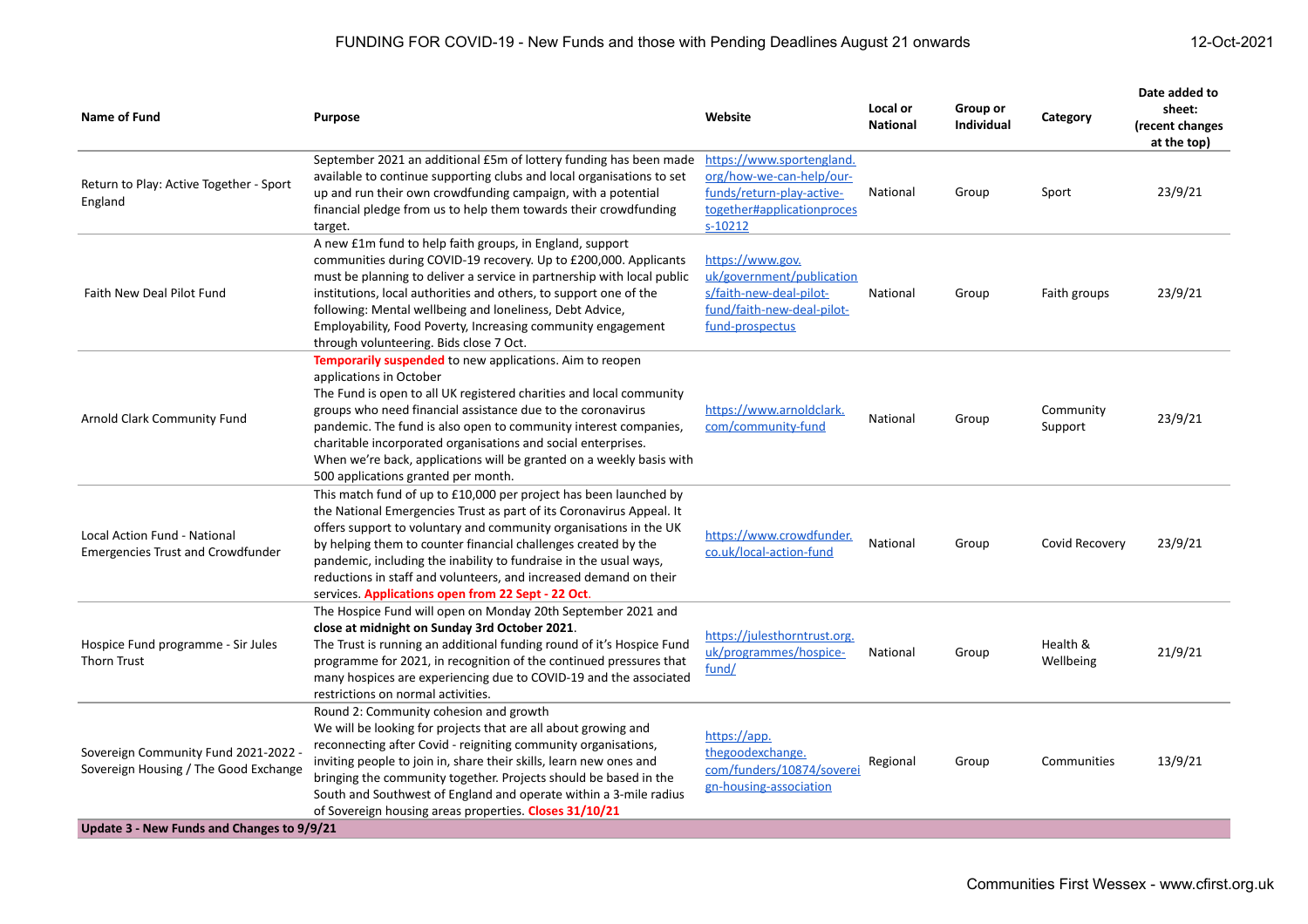| Name of Fund | Purpose | Website | Local or National | Group or Individual | Category | Date added to sheet: (recent changes at the top) |
|---|---|---|---|---|---|---|
| Return to Play: Active Together - Sport England | September 2021 an additional £5m of lottery funding has been made available to continue supporting clubs and local organisations to set up and run their own crowdfunding campaign, with a potential financial pledge from us to help them towards their crowdfunding target. | https://www.sportengland.org/how-we-can-help/our-funds/return-play-active-together#applicationprocess-10212 | National | Group | Sport | 23/9/21 |
| Faith New Deal Pilot Fund | A new £1m fund to help faith groups, in England, support communities during COVID-19 recovery. Up to £200,000. Applicants must be planning to deliver a service in partnership with local public institutions, local authorities and others, to support one of the following: Mental wellbeing and loneliness, Debt Advice, Employability, Food Poverty, Increasing community engagement through volunteering. Bids close 7 Oct. | https://www.gov.uk/government/publications/faith-new-deal-pilot-fund/faith-new-deal-pilot-fund-prospectus | National | Group | Faith groups | 23/9/21 |
| Arnold Clark Community Fund | **Temporarily suspended** to new applications. Aim to reopen applications in October The Fund is open to all UK registered charities and local community groups who need financial assistance due to the coronavirus pandemic. The fund is also open to community interest companies, charitable incorporated organisations and social enterprises. When we're back, applications will be granted on a weekly basis with 500 applications granted per month. | https://www.arnoldclark.com/community-fund | National | Group | Community Support | 23/9/21 |
| Local Action Fund - National Emergencies Trust and Crowdfunder | This match fund of up to £10,000 per project has been launched by the National Emergencies Trust as part of its Coronavirus Appeal. It offers support to voluntary and community organisations in the UK by helping them to counter financial challenges created by the pandemic, including the inability to fundraise in the usual ways, reductions in staff and volunteers, and increased demand on their services. **Applications open from 22 Sept - 22 Oct**. | https://www.crowdfunder.co.uk/local-action-fund | National | Group | Covid Recovery | 23/9/21 |
| Hospice Fund programme - Sir Jules Thorn Trust | The Hospice Fund will open on Monday 20th September 2021 and **close at midnight on Sunday 3rd October 2021**. The Trust is running an additional funding round of it's Hospice Fund programme for 2021, in recognition of the continued pressures that many hospices are experiencing due to COVID-19 and the associated restrictions on normal activities. | https://julesthorntrust.org.uk/programmes/hospice-fund/ | National | Group | Health & Wellbeing | 21/9/21 |
| Sovereign Community Fund 2021-2022 - Sovereign Housing / The Good Exchange | Round 2: Community cohesion and growth We will be looking for projects that are all about growing and reconnecting after Covid - reigniting community organisations, inviting people to join in, share their skills, learn new ones and bringing the community together. Projects should be based in the South and Southwest of England and operate within a 3-mile radius of Sovereign housing areas properties. **Closes 31/10/21** | https://app.thegoodexchange.com/funders/10874/sovereign-housing-association | Regional | Group | Communities | 13/9/21 |
| **Update 3 - New Funds and Changes to 9/9/21** | | | | | | |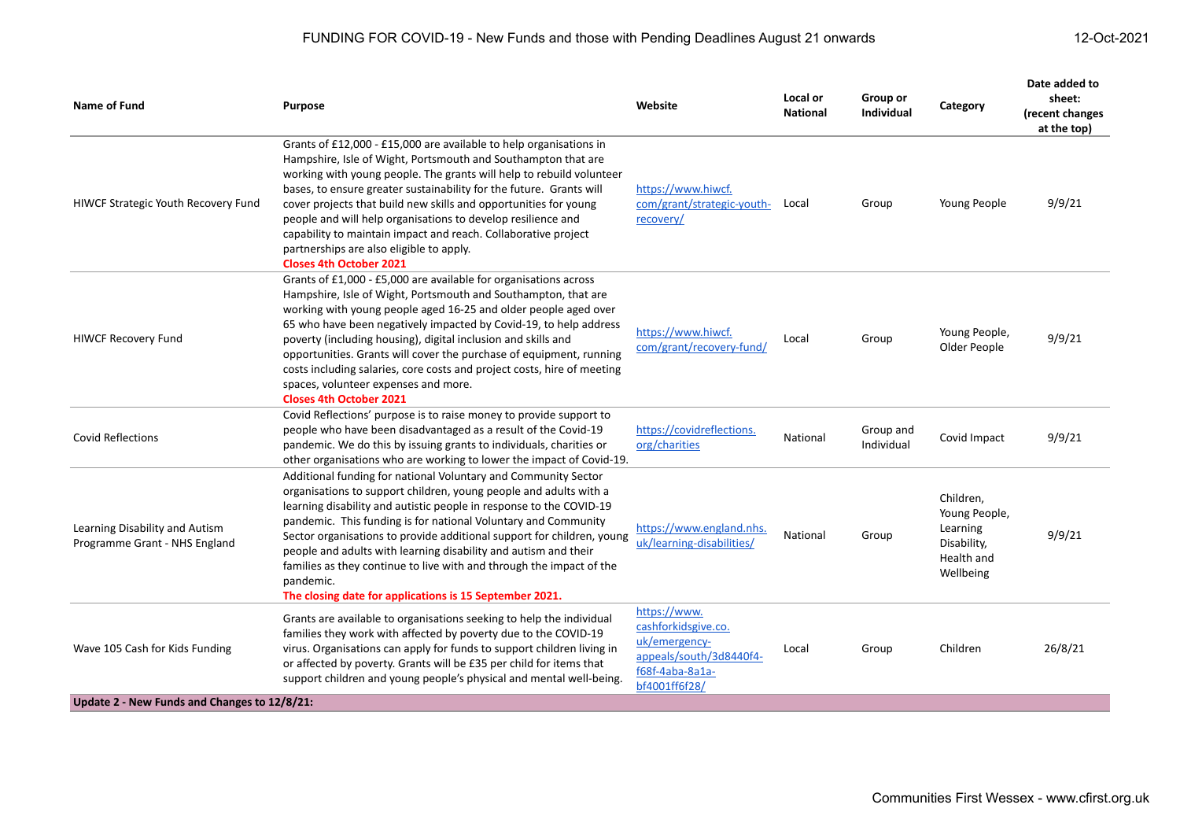# FUNDING FOR COVID-19 - New Funds and those with Pending Deadlines August 21 onwards

12-Oct-2021

| Name of Fund | Purpose | Website | Local or National | Group or Individual | Category | Date added to sheet: (recent changes at the top) |
|---|---|---|---|---|---|---|
| HIWCF Strategic Youth Recovery Fund | Grants of £12,000 - £15,000 are available to help organisations in Hampshire, Isle of Wight, Portsmouth and Southampton that are working with young people. The grants will help to rebuild volunteer bases, to ensure greater sustainability for the future. Grants will cover projects that build new skills and opportunities for young people and will help organisations to develop resilience and capability to maintain impact and reach. Collaborative project partnerships are also eligible to apply. **Closes 4th October 2021** | https://www.hiwcf.com/grant/strategic-youth-recovery/ | Local | Group | Young People | 9/9/21 |
| HIWCF Recovery Fund | Grants of £1,000 - £5,000 are available for organisations across Hampshire, Isle of Wight, Portsmouth and Southampton, that are working with young people aged 16-25 and older people aged over 65 who have been negatively impacted by Covid-19, to help address poverty (including housing), digital inclusion and skills and opportunities. Grants will cover the purchase of equipment, running costs including salaries, core costs and project costs, hire of meeting spaces, volunteer expenses and more. **Closes 4th October 2021** | https://www.hiwcf.com/grant/recovery-fund/ | Local | Group | Young People, Older People | 9/9/21 |
| Covid Reflections | Covid Reflections' purpose is to raise money to provide support to people who have been disadvantaged as a result of the Covid-19 pandemic. We do this by issuing grants to individuals, charities or other organisations who are working to lower the impact of Covid-19. | https://covidreflections.org/charities | National | Group and Individual | Covid Impact | 9/9/21 |
| Learning Disability and Autism Programme Grant - NHS England | Additional funding for national Voluntary and Community Sector organisations to support children, young people and adults with a learning disability and autistic people in response to the COVID-19 pandemic. This funding is for national Voluntary and Community Sector organisations to provide additional support for children, young people and adults with learning disability and autism and their families as they continue to live with and through the impact of the pandemic. **The closing date for applications is 15 September 2021.** | https://www.england.nhs.uk/learning-disabilities/ | National | Group | Children, Young People, Learning Disability, Health and Wellbeing | 9/9/21 |
| Wave 105 Cash for Kids Funding | Grants are available to organisations seeking to help the individual families they work with affected by poverty due to the COVID-19 virus. Organisations can apply for funds to support children living in or affected by poverty. Grants will be £35 per child for items that support children and young people's physical and mental well-being. | https://www.cashforkidsgive.co.uk/emergency-appeals/south/3d8440f4-f68f-4aba-8a1a-bf4001ff6f28/ | Local | Group | Children | 26/8/21 |
| **Update 2 - New Funds and Changes to 12/8/21:** | | | | | | |

Communities First Wessex - www.cfirst.org.uk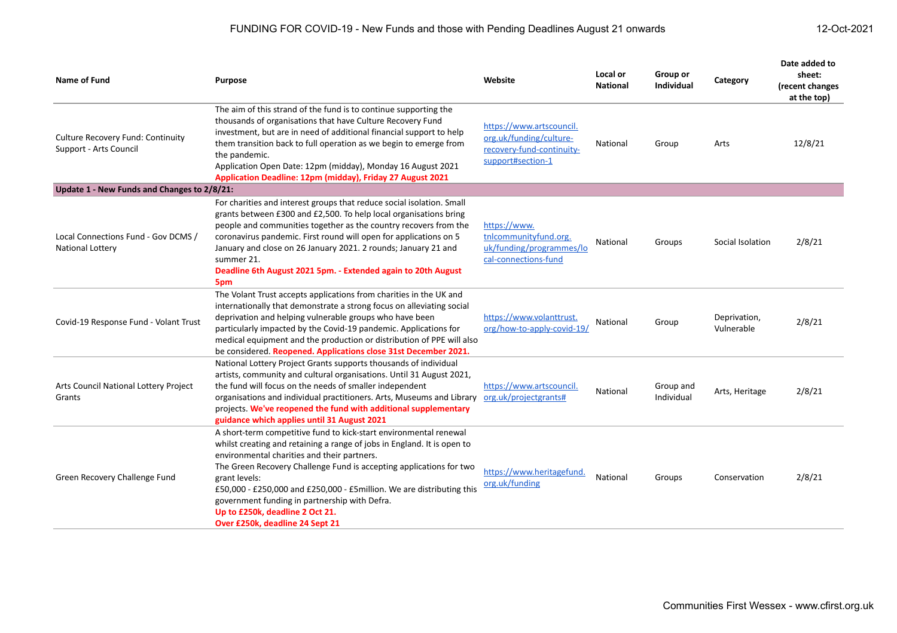# FUNDING FOR COVID-19 - New Funds and those with Pending Deadlines August 21 onwards

12-Oct-2021

| Name of Fund | Purpose | Website | Local or National | Group or Individual | Category | Date added to sheet: (recent changes at the top) |
|---|---|---|---|---|---|---|
| Culture Recovery Fund: Continuity Support - Arts Council | The aim of this strand of the fund is to continue supporting the thousands of organisations that have Culture Recovery Fund investment, but are in need of additional financial support to help them transition back to full operation as we begin to emerge from the pandemic. Application Open Date: 12pm (midday), Monday 16 August 2021 **Application Deadline: 12pm (midday), Friday 27 August 2021** | https://www.artscouncil.org.uk/funding/culture-recovery-fund-continuity-support#section-1 | National | Group | Arts | 12/8/21 |
| **Update 1 - New Funds and Changes to 2/8/21:** | | | | | | |
| Local Connections Fund - Gov DCMS / National Lottery | For charities and interest groups that reduce social isolation. Small grants between £300 and £2,500. To help local organisations bring people and communities together as the country recovers from the coronavirus pandemic. First round will open for applications on 5 January and close on 26 January 2021. 2 rounds; January 21 and summer 21. **Deadline 6th August 2021 5pm. - Extended again to 20th August 5pm** | https://www.tnlcommunityfund.org.uk/funding/programmes/local-connections-fund | National | Groups | Social Isolation | 2/8/21 |
| Covid-19 Response Fund - Volant Trust | The Volant Trust accepts applications from charities in the UK and internationally that demonstrate a strong focus on alleviating social deprivation and helping vulnerable groups who have been particularly impacted by the Covid-19 pandemic. Applications for medical equipment and the production or distribution of PPE will also be considered. **Reopened. Applications close 31st December 2021.** | https://www.volanttrust.org/how-to-apply-covid-19/ | National | Group | Deprivation, Vulnerable | 2/8/21 |
| Arts Council National Lottery Project Grants | National Lottery Project Grants supports thousands of individual artists, community and cultural organisations. Until 31 August 2021, the fund will focus on the needs of smaller independent organisations and individual practitioners. Arts, Museums and Library projects. **We've reopened the fund with additional supplementary guidance which applies until 31 August 2021** | https://www.artscouncil.org.uk/projectgrants# | National | Group and Individual | Arts, Heritage | 2/8/21 |
| Green Recovery Challenge Fund | A short-term competitive fund to kick-start environmental renewal whilst creating and retaining a range of jobs in England. It is open to environmental charities and their partners. The Green Recovery Challenge Fund is accepting applications for two grant levels: £50,000 - £250,000 and £250,000 - £5million. We are distributing this government funding in partnership with Defra. **Up to £250k, deadline 2 Oct 21. Over £250k, deadline 24 Sept 21** | https://www.heritagefund.org.uk/funding | National | Groups | Conservation | 2/8/21 |

Communities First Wessex - www.cfirst.org.uk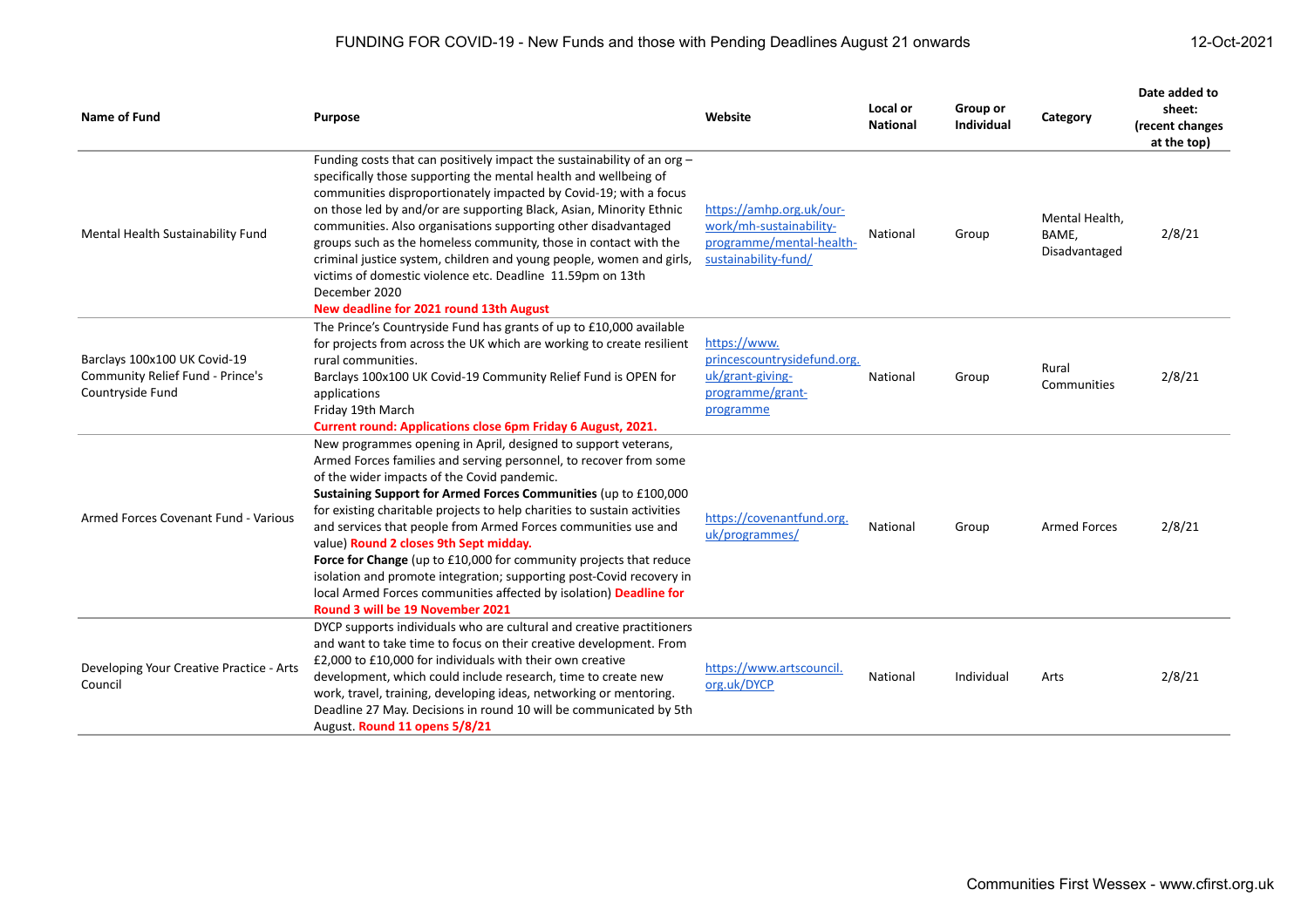| Name of Fund | Purpose | Website | Local or National | Group or Individual | Category | Date added to sheet: (recent changes at the top) |
|---|---|---|---|---|---|---|
| Mental Health Sustainability Fund | Funding costs that can positively impact the sustainability of an org – specifically those supporting the mental health and wellbeing of communities disproportionately impacted by Covid-19; with a focus on those led by and/or are supporting Black, Asian, Minority Ethnic communities. Also organisations supporting other disadvantaged groups such as the homeless community, those in contact with the criminal justice system, children and young people, women and girls, victims of domestic violence etc. Deadline 11.59pm on 13th December 2020 **New deadline for 2021 round 13th August** | https://amhp.org.uk/our-work/mh-sustainability-programme/mental-health-sustainability-fund/ | National | Group | Mental Health, BAME, Disadvantaged | 2/8/21 |
| Barclays 100x100 UK Covid-19 Community Relief Fund - Prince's Countryside Fund | The Prince's Countryside Fund has grants of up to £10,000 available for projects from across the UK which are working to create resilient rural communities. Barclays 100x100 UK Covid-19 Community Relief Fund is OPEN for applications Friday 19th March **Current round: Applications close 6pm Friday 6 August, 2021.** | https://www.princescountrysidefund.org.uk/grant-giving-programme/grant-programme | National | Group | Rural Communities | 2/8/21 |
| Armed Forces Covenant Fund - Various | New programmes opening in April, designed to support veterans, Armed Forces families and serving personnel, to recover from some of the wider impacts of the Covid pandemic. **Sustaining Support for Armed Forces Communities** (up to £100,000 for existing charitable projects to help charities to sustain activities and services that people from Armed Forces communities use and value) **Round 2 closes 9th Sept midday.** **Force for Change** (up to £10,000 for community projects that reduce isolation and promote integration; supporting post-Covid recovery in local Armed Forces communities affected by isolation) **Deadline for Round 3 will be 19 November 2021** | https://covenantfund.org.uk/programmes/ | National | Group | Armed Forces | 2/8/21 |
| Developing Your Creative Practice - Arts Council | DYCP supports individuals who are cultural and creative practitioners and want to take time to focus on their creative development. From £2,000 to £10,000 for individuals with their own creative development, which could include research, time to create new work, travel, training, developing ideas, networking or mentoring. Deadline 27 May. Decisions in round 10 will be communicated by 5th August. **Round 11 opens 5/8/21** | https://www.artscouncil.org.uk/DYCP | National | Individual | Arts | 2/8/21 |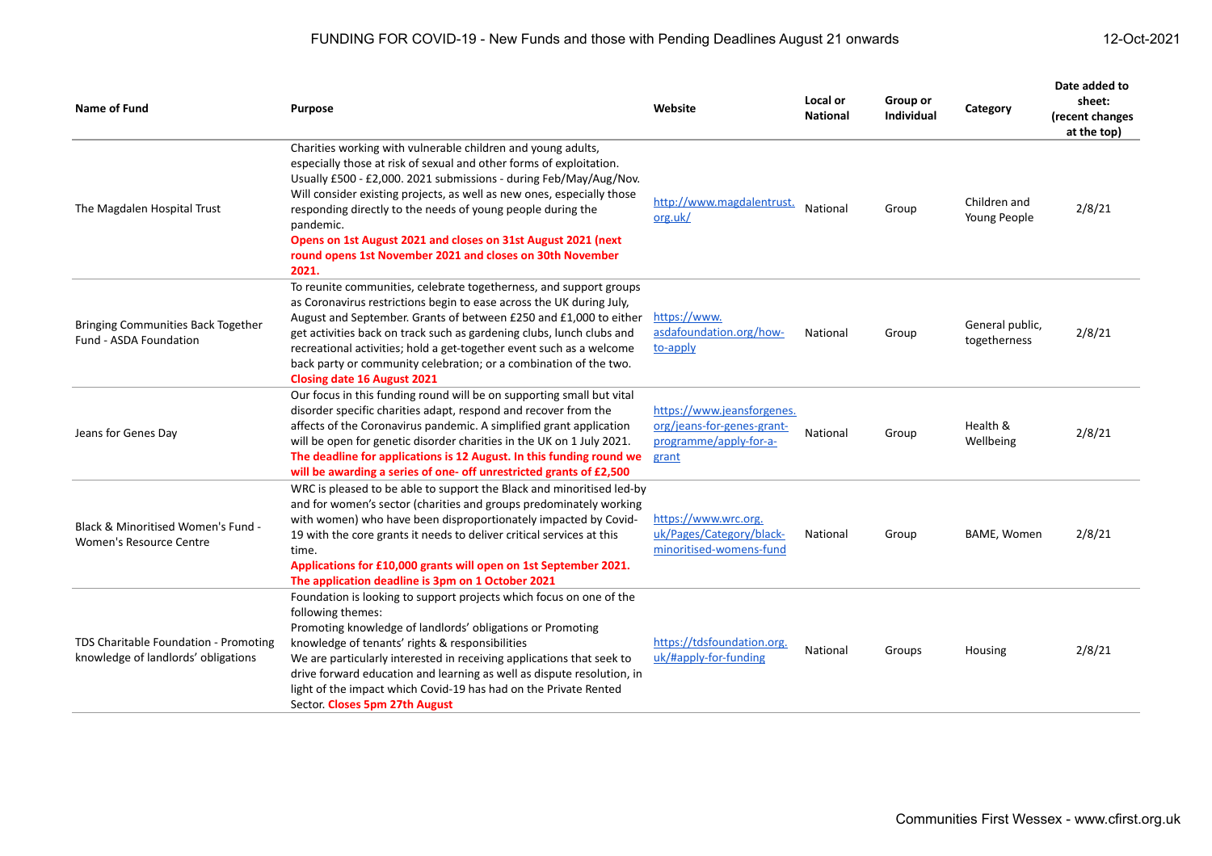| Name of Fund | Purpose | Website | Local or National | Group or Individual | Category | Date added to sheet: (recent changes at the top) |
|---|---|---|---|---|---|---|
| The Magdalen Hospital Trust | Charities working with vulnerable children and young adults, especially those at risk of sexual and other forms of exploitation. Usually £500 - £2,000. 2021 submissions - during Feb/May/Aug/Nov. Will consider existing projects, as well as new ones, especially those responding directly to the needs of young people during the pandemic. **Opens on 1st August 2021 and closes on 31st August 2021 (next round opens 1st November 2021 and closes on 30th November 2021.** | http://www.magdalentrust.org.uk/ | National | Group | Children and Young People | 2/8/21 |
| Bringing Communities Back Together Fund - ASDA Foundation | To reunite communities, celebrate togetherness, and support groups as Coronavirus restrictions begin to ease across the UK during July, August and September. Grants of between £250 and £1,000 to either get activities back on track such as gardening clubs, lunch clubs and recreational activities; hold a get-together event such as a welcome back party or community celebration; or a combination of the two. **Closing date 16 August 2021** | https://www.asdafoundation.org/how-to-apply | National | Group | General public, togetherness | 2/8/21 |
| Jeans for Genes Day | Our focus in this funding round will be on supporting small but vital disorder specific charities adapt, respond and recover from the affects of the Coronavirus pandemic. A simplified grant application will be open for genetic disorder charities in the UK on 1 July 2021. **The deadline for applications is 12 August. In this funding round we will be awarding a series of one- off unrestricted grants of £2,500** | https://www.jeansforgenes.org/jeans-for-genes-grant-programme/apply-for-a-grant | National | Group | Health & Wellbeing | 2/8/21 |
| Black & Minoritised Women's Fund - Women's Resource Centre | WRC is pleased to be able to support the Black and minoritised led-by and for women's sector (charities and groups predominately working with women) who have been disproportionately impacted by Covid-19 with the core grants it needs to deliver critical services at this time. **Applications for £10,000 grants will open on 1st September 2021. The application deadline is 3pm on 1 October 2021** | https://www.wrc.org.uk/Pages/Category/black-minoritised-womens-fund | National | Group | BAME, Women | 2/8/21 |
| TDS Charitable Foundation - Promoting knowledge of landlords' obligations | Foundation is looking to support projects which focus on one of the following themes: Promoting knowledge of landlords' obligations or Promoting knowledge of tenants' rights & responsibilities We are particularly interested in receiving applications that seek to drive forward education and learning as well as dispute resolution, in light of the impact which Covid-19 has had on the Private Rented Sector. **Closes 5pm 27th August** | https://tdsfoundation.org.uk/#apply-for-funding | National | Groups | Housing | 2/8/21 |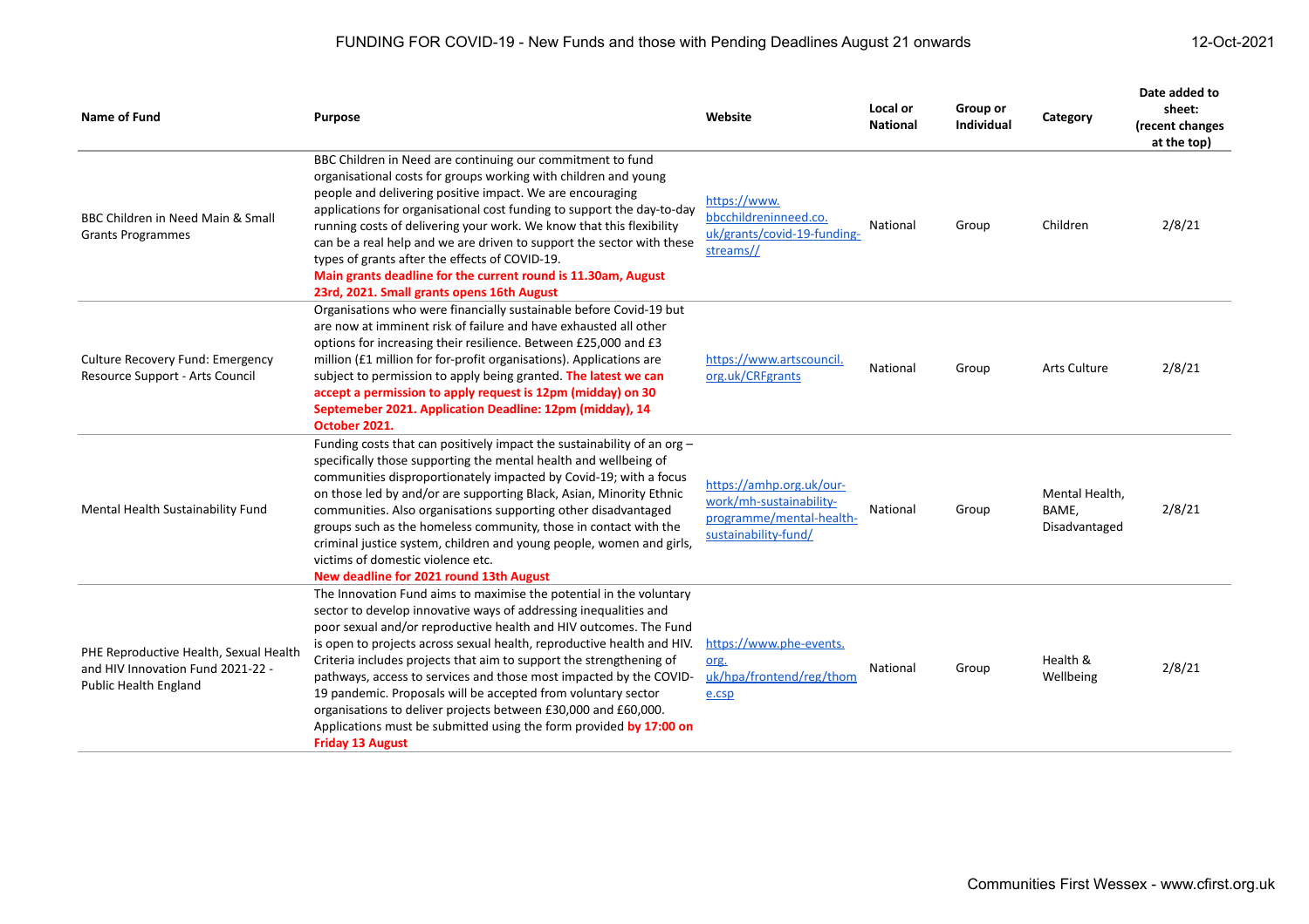| Name of Fund | Purpose | Website | Local or National | Group or Individual | Category | Date added to sheet: (recent changes at the top) |
|---|---|---|---|---|---|---|
| BBC Children in Need Main & Small Grants Programmes | BBC Children in Need are continuing our commitment to fund organisational costs for groups working with children and young people and delivering positive impact. We are encouraging applications for organisational cost funding to support the day-to-day running costs of delivering your work. We know that this flexibility can be a real help and we are driven to support the sector with these types of grants after the effects of COVID-19. **Main grants deadline for the current round is 11.30am, August 23rd, 2021. Small grants opens 16th August** | https://www.bbcchildreninneed.co.uk/grants/covid-19-funding-streams// | National | Group | Children | 2/8/21 |
| Culture Recovery Fund: Emergency Resource Support - Arts Council | Organisations who were financially sustainable before Covid-19 but are now at imminent risk of failure and have exhausted all other options for increasing their resilience. Between £25,000 and £3 million (£1 million for for-profit organisations). Applications are subject to permission to apply being granted. **The latest we can accept a permission to apply request is 12pm (midday) on 30 Septemeber 2021. Application Deadline: 12pm (midday), 14 October 2021.** | https://www.artscouncil.org.uk/CRFgrants | National | Group | Arts Culture | 2/8/21 |
| Mental Health Sustainability Fund | Funding costs that can positively impact the sustainability of an org – specifically those supporting the mental health and wellbeing of communities disproportionately impacted by Covid-19; with a focus on those led by and/or are supporting Black, Asian, Minority Ethnic communities. Also organisations supporting other disadvantaged groups such as the homeless community, those in contact with the criminal justice system, children and young people, women and girls, victims of domestic violence etc. **New deadline for 2021 round 13th August** | https://amhp.org.uk/our-work/mh-sustainability-programme/mental-health-sustainability-fund/ | National | Group | Mental Health, BAME, Disadvantaged | 2/8/21 |
| PHE Reproductive Health, Sexual Health and HIV Innovation Fund 2021-22 - Public Health England | The Innovation Fund aims to maximise the potential in the voluntary sector to develop innovative ways of addressing inequalities and poor sexual and/or reproductive health and HIV outcomes. The Fund is open to projects across sexual health, reproductive health and HIV. Criteria includes projects that aim to support the strengthening of pathways, access to services and those most impacted by the COVID-19 pandemic. Proposals will be accepted from voluntary sector organisations to deliver projects between £30,000 and £60,000. Applications must be submitted using the form provided **by 17:00 on Friday 13 August** | https://www.phe-events.org.uk/hpa/frontend/reg/thome.csp | National | Group | Health & Wellbeing | 2/8/21 |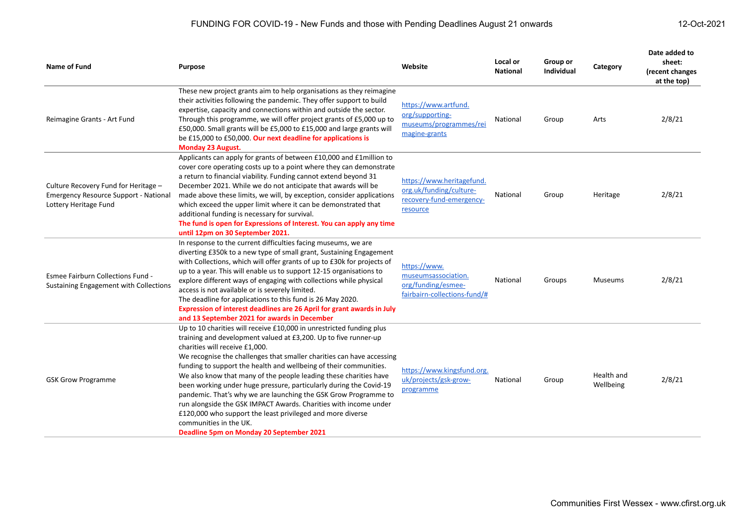| Name of Fund | Purpose | Website | Local or National | Group or Individual | Category | Date added to sheet: (recent changes at the top) |
|---|---|---|---|---|---|---|
| Reimagine Grants - Art Fund | These new project grants aim to help organisations as they reimagine their activities following the pandemic. They offer support to build expertise, capacity and connections within and outside the sector. Through this programme, we will offer project grants of £5,000 up to £50,000. Small grants will be £5,000 to £15,000 and large grants will be £15,000 to £50,000. **Our next deadline for applications is Monday 23 August.** | https://www.artfund.org/supporting-museums/programmes/reimagine-grants | National | Group | Arts | 2/8/21 |
| Culture Recovery Fund for Heritage – Emergency Resource Support - National Lottery Heritage Fund | Applicants can apply for grants of between £10,000 and £1million to cover core operating costs up to a point where they can demonstrate a return to financial viability. Funding cannot extend beyond 31 December 2021. While we do not anticipate that awards will be made above these limits, we will, by exception, consider applications which exceed the upper limit where it can be demonstrated that additional funding is necessary for survival. **The fund is open for Expressions of Interest. You can apply any time until 12pm on 30 September 2021.** | https://www.heritagefund.org.uk/funding/culture-recovery-fund-emergency-resource | National | Group | Heritage | 2/8/21 |
| Esmee Fairburn Collections Fund - Sustaining Engagement with Collections | In response to the current difficulties facing museums, we are diverting £350k to a new type of small grant, Sustaining Engagement with Collections, which will offer grants of up to £30k for projects of up to a year. This will enable us to support 12-15 organisations to explore different ways of engaging with collections while physical access is not available or is severely limited. The deadline for applications to this fund is 26 May 2020. **Expression of interest deadlines are 26 April for grant awards in July and 13 September 2021 for awards in December** | https://www.museumsassociation.org/funding/esmee-fairbairn-collections-fund/# | National | Groups | Museums | 2/8/21 |
| GSK Grow Programme | Up to 10 charities will receive £10,000 in unrestricted funding plus training and development valued at £3,200. Up to five runner-up charities will receive £1,000. We recognise the challenges that smaller charities can have accessing funding to support the health and wellbeing of their communities. We also know that many of the people leading these charities have been working under huge pressure, particularly during the Covid-19 pandemic. That's why we are launching the GSK Grow Programme to run alongside the GSK IMPACT Awards. Charities with income under £120,000 who support the least privileged and more diverse communities in the UK. **Deadline 5pm on Monday 20 September 2021** | https://www.kingsfund.org.uk/projects/gsk-grow-programme | National | Group | Health and Wellbeing | 2/8/21 |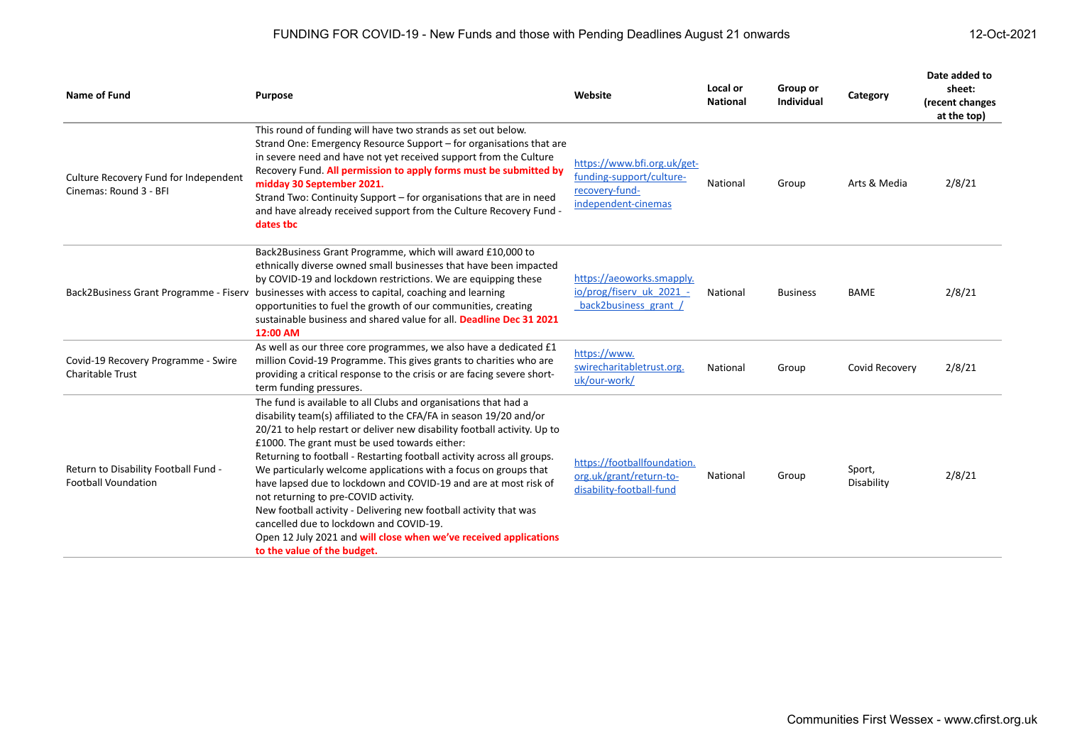| Name of Fund | Purpose | Website | Local or National | Group or Individual | Category | Date added to sheet: (recent changes at the top) |
|---|---|---|---|---|---|---|
| Culture Recovery Fund for Independent Cinemas: Round 3 - BFI | This round of funding will have two strands as set out below.<br>Strand One: Emergency Resource Support – for organisations that are in severe need and have not yet received support from the Culture Recovery Fund. **All permission to apply forms must be submitted by midday 30 September 2021.**<br>Strand Two: Continuity Support – for organisations that are in need and have already received support from the Culture Recovery Fund - **dates tbc** | https://www.bfi.org.uk/get-funding-support/culture-recovery-fund-independent-cinemas | National | Group | Arts & Media | 2/8/21 |
| Back2Business Grant Programme - Fiserv | Back2Business Grant Programme, which will award £10,000 to ethnically diverse owned small businesses that have been impacted by COVID-19 and lockdown restrictions. We are equipping these businesses with access to capital, coaching and learning opportunities to fuel the growth of our communities, creating sustainable business and shared value for all. **Deadline Dec 31 2021 12:00 AM** | https://aeoworks.smapply.io/prog/fiserv_uk_2021_-_back2business_grant_/ | National | Business | BAME | 2/8/21 |
| Covid-19 Recovery Programme - Swire Charitable Trust | As well as our three core programmes, we also have a dedicated £1 million Covid-19 Programme. This gives grants to charities who are providing a critical response to the crisis or are facing severe short-term funding pressures. | https://www.swirecharitabletrust.org.uk/our-work/ | National | Group | Covid Recovery | 2/8/21 |
| Return to Disability Football Fund - Football Voundation | The fund is available to all Clubs and organisations that had a disability team(s) affiliated to the CFA/FA in season 19/20 and/or 20/21 to help restart or deliver new disability football activity. Up to £1000. The grant must be used towards either:<br>Returning to football - Restarting football activity across all groups. We particularly welcome applications with a focus on groups that have lapsed due to lockdown and COVID-19 and are at most risk of not returning to pre-COVID activity.<br>New football activity - Delivering new football activity that was cancelled due to lockdown and COVID-19.<br>Open 12 July 2021 and **will close when we've received applications to the value of the budget.** | https://footballfoundation.org.uk/grant/return-to-disability-football-fund | National | Group | Sport, Disability | 2/8/21 |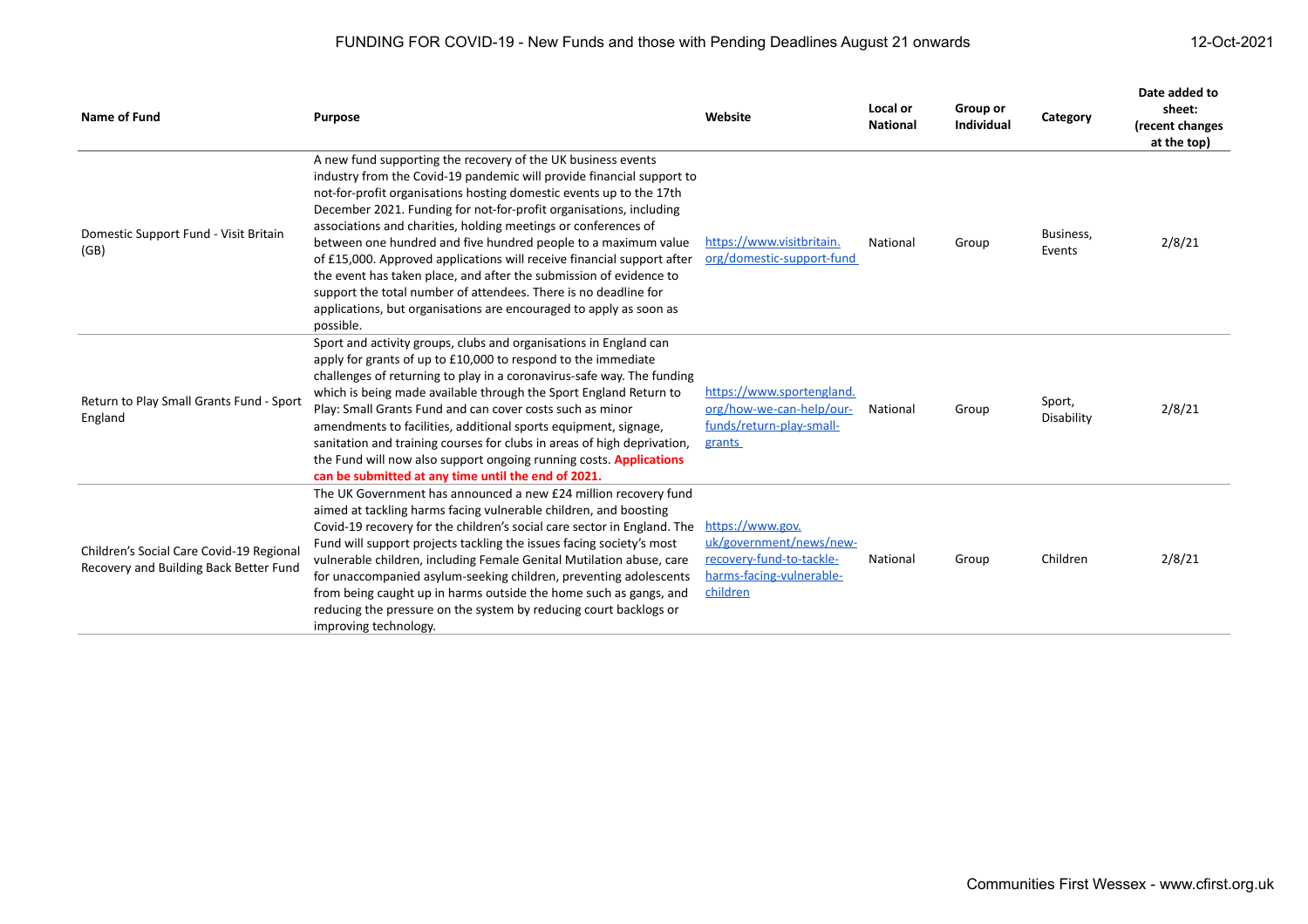| Name of Fund | Purpose | Website | Local or National | Group or Individual | Category | Date added to sheet: (recent changes at the top) |
|---|---|---|---|---|---|---|
| Domestic Support Fund - Visit Britain (GB) | A new fund supporting the recovery of the UK business events industry from the Covid-19 pandemic will provide financial support to not-for-profit organisations hosting domestic events up to the 17th December 2021. Funding for not-for-profit organisations, including associations and charities, holding meetings or conferences of between one hundred and five hundred people to a maximum value of £15,000. Approved applications will receive financial support after the event has taken place, and after the submission of evidence to support the total number of attendees. There is no deadline for applications, but organisations are encouraged to apply as soon as possible. | https://www.visitbritain.org/domestic-support-fund | National | Group | Business, Events | 2/8/21 |
| Return to Play Small Grants Fund - Sport England | Sport and activity groups, clubs and organisations in England can apply for grants of up to £10,000 to respond to the immediate challenges of returning to play in a coronavirus-safe way. The funding which is being made available through the Sport England Return to Play: Small Grants Fund and can cover costs such as minor amendments to facilities, additional sports equipment, signage, sanitation and training courses for clubs in areas of high deprivation, the Fund will now also support ongoing running costs. **Applications can be submitted at any time until the end of 2021.** | https://www.sportengland.org/how-we-can-help/our-funds/return-play-small-grants | National | Group | Sport, Disability | 2/8/21 |
| Children's Social Care Covid-19 Regional Recovery and Building Back Better Fund | The UK Government has announced a new £24 million recovery fund aimed at tackling harms facing vulnerable children, and boosting Covid-19 recovery for the children's social care sector in England. The Fund will support projects tackling the issues facing society's most vulnerable children, including Female Genital Mutilation abuse, care for unaccompanied asylum-seeking children, preventing adolescents from being caught up in harms outside the home such as gangs, and reducing the pressure on the system by reducing court backlogs or improving technology. | https://www.gov.uk/government/news/new-recovery-fund-to-tackle-harms-facing-vulnerable-children | National | Group | Children | 2/8/21 |